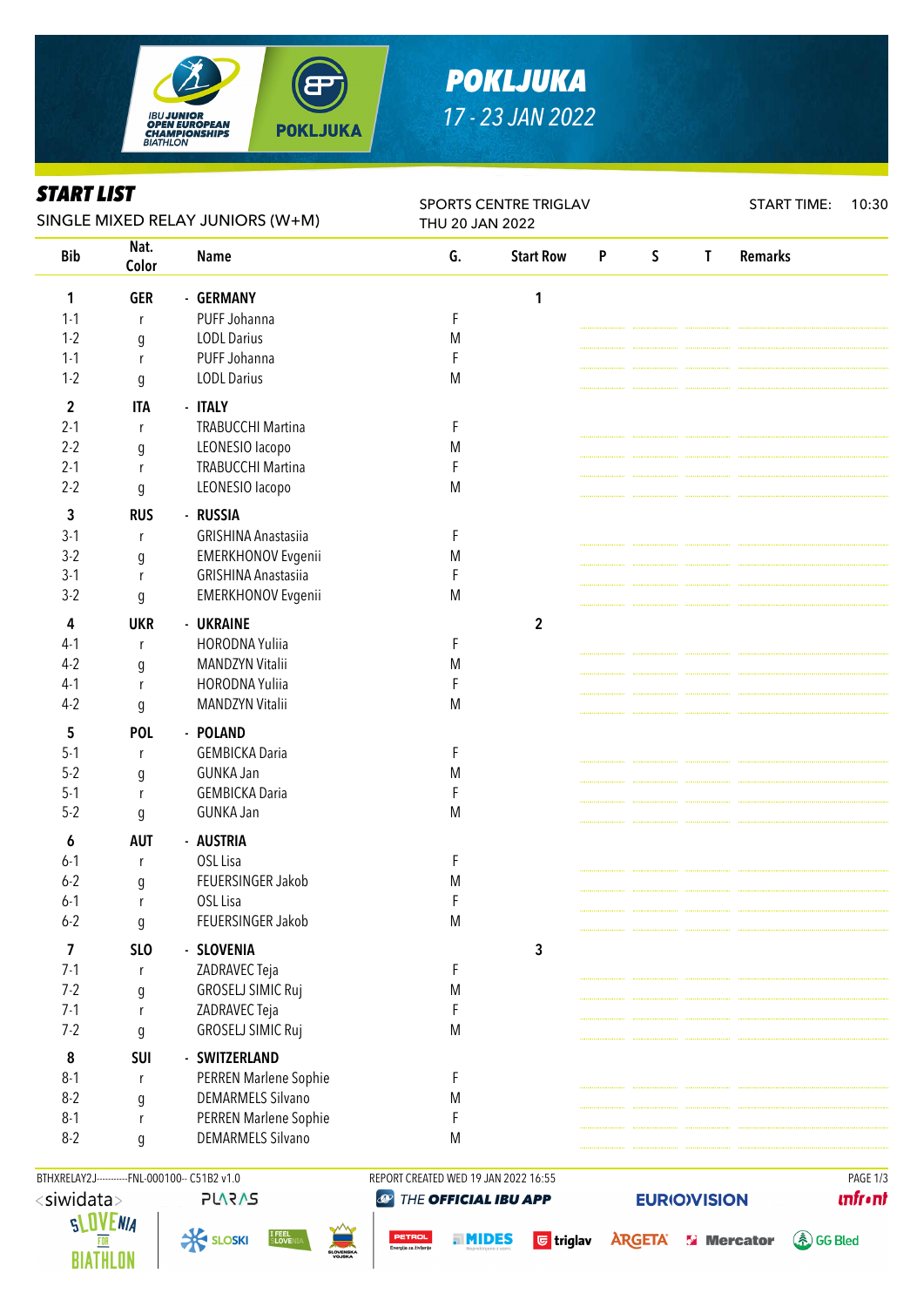# POKLJUKA

*17 - 23 JAN 2022*

IBU JUNIOR OPEN EUROPEAN CHAMPIONSHIPS BIATHLON

## START LIST

SINGLE MIXED RELAY JUNIORS (W+M)

SPORTS CENTRE TRIGLAV
THU 20 JAN 2022

START TIME: 10:30

| Bib | Nat. Color | Name | G. | Start Row | P | S | T | Remarks |
|---|---|---|---|---|---|---|---|---|
| **1** | **GER** | **- GERMANY** | | **1** | | | | |
| 1-1 | r | PUFF Johanna | F | | | | | |
| 1-2 | g | LODL Darius | M | | | | | |
| 1-1 | r | PUFF Johanna | F | | | | | |
| 1-2 | g | LODL Darius | M | | | | | |
| **2** | **ITA** | **- ITALY** | | | | | | |
| 2-1 | r | TRABUCCHI Martina | F | | | | | |
| 2-2 | g | LEONESIO Iacopo | M | | | | | |
| 2-1 | r | TRABUCCHI Martina | F | | | | | |
| 2-2 | g | LEONESIO Iacopo | M | | | | | |
| **3** | **RUS** | **- RUSSIA** | | | | | | |
| 3-1 | r | GRISHINA Anastasiia | F | | | | | |
| 3-2 | g | EMERKHONOV Evgenii | M | | | | | |
| 3-1 | r | GRISHINA Anastasiia | F | | | | | |
| 3-2 | g | EMERKHONOV Evgenii | M | | | | | |
| **4** | **UKR** | **- UKRAINE** | | **2** | | | | |
| 4-1 | r | HORODNA Yuliia | F | | | | | |
| 4-2 | g | MANDZYN Vitalii | M | | | | | |
| 4-1 | r | HORODNA Yuliia | F | | | | | |
| 4-2 | g | MANDZYN Vitalii | M | | | | | |
| **5** | **POL** | **- POLAND** | | | | | | |
| 5-1 | r | GEMBICKA Daria | F | | | | | |
| 5-2 | g | GUNKA Jan | M | | | | | |
| 5-1 | r | GEMBICKA Daria | F | | | | | |
| 5-2 | g | GUNKA Jan | M | | | | | |
| **6** | **AUT** | **- AUSTRIA** | | | | | | |
| 6-1 | r | OSL Lisa | F | | | | | |
| 6-2 | g | FEUERSINGER Jakob | M | | | | | |
| 6-1 | r | OSL Lisa | F | | | | | |
| 6-2 | g | FEUERSINGER Jakob | M | | | | | |
| **7** | **SLO** | **- SLOVENIA** | | **3** | | | | |
| 7-1 | r | ZADRAVEC Teja | F | | | | | |
| 7-2 | g | GROSELJ SIMIC Ruj | M | | | | | |
| 7-1 | r | ZADRAVEC Teja | F | | | | | |
| 7-2 | g | GROSELJ SIMIC Ruj | M | | | | | |
| **8** | **SUI** | **- SWITZERLAND** | | | | | | |
| 8-1 | r | PERREN Marlene Sophie | F | | | | | |
| 8-2 | g | DEMARMELS Silvano | M | | | | | |
| 8-1 | r | PERREN Marlene Sophie | F | | | | | |
| 8-2 | g | DEMARMELS Silvano | M | | | | | |

BTHXRELAY2J-----------FNL-000100-- C51B2 v1.0    REPORT CREATED WED 19 JAN 2022 16:55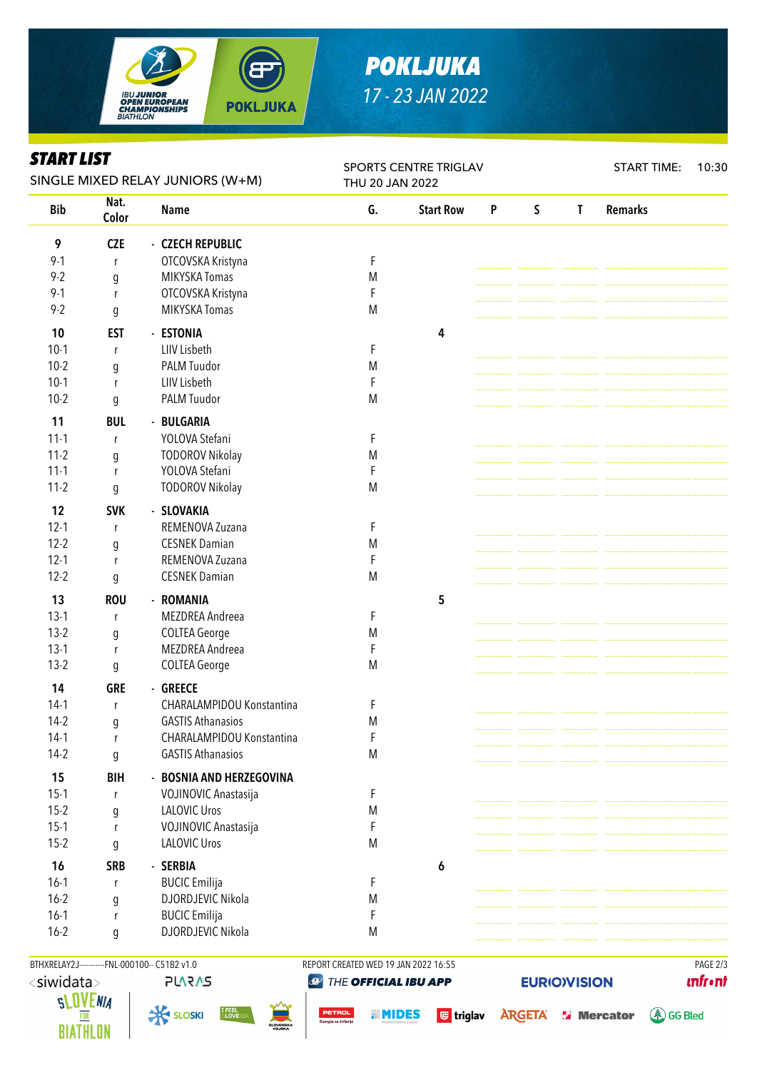# POKLJUKA

17 - 23 JAN 2022

## START LIST

SINGLE MIXED RELAY JUNIORS (W+M)

SPORTS CENTRE TRIGLAV
THU 20 JAN 2022

START TIME: 10:30

| Bib | Nat. Color | Name | G. | Start Row | P | S | T | Remarks |
|---|---|---|---|---|---|---|---|---|
| **9** | **CZE** | **- CZECH REPUBLIC** | | | | | | |
| 9-1 | r | OTCOVSKA Kristyna | F | | | | | |
| 9-2 | g | MIKYSKA Tomas | M | | | | | |
| 9-1 | r | OTCOVSKA Kristyna | F | | | | | |
| 9-2 | g | MIKYSKA Tomas | M | | | | | |
| **10** | **EST** | **- ESTONIA** | | 4 | | | | |
| 10-1 | r | LIIV Lisbeth | F | | | | | |
| 10-2 | g | PALM Tuudor | M | | | | | |
| 10-1 | r | LIIV Lisbeth | F | | | | | |
| 10-2 | g | PALM Tuudor | M | | | | | |
| **11** | **BUL** | **- BULGARIA** | | | | | | |
| 11-1 | r | YOLOVA Stefani | F | | | | | |
| 11-2 | g | TODOROV Nikolay | M | | | | | |
| 11-1 | r | YOLOVA Stefani | F | | | | | |
| 11-2 | g | TODOROV Nikolay | M | | | | | |
| **12** | **SVK** | **- SLOVAKIA** | | | | | | |
| 12-1 | r | REMENOVA Zuzana | F | | | | | |
| 12-2 | g | CESNEK Damian | M | | | | | |
| 12-1 | r | REMENOVA Zuzana | F | | | | | |
| 12-2 | g | CESNEK Damian | M | | | | | |
| **13** | **ROU** | **- ROMANIA** | | 5 | | | | |
| 13-1 | r | MEZDREA Andreea | F | | | | | |
| 13-2 | g | COLTEA George | M | | | | | |
| 13-1 | r | MEZDREA Andreea | F | | | | | |
| 13-2 | g | COLTEA George | M | | | | | |
| **14** | **GRE** | **- GREECE** | | | | | | |
| 14-1 | r | CHARALAMPIDOU Konstantina | F | | | | | |
| 14-2 | g | GASTIS Athanasios | M | | | | | |
| 14-1 | r | CHARALAMPIDOU Konstantina | F | | | | | |
| 14-2 | g | GASTIS Athanasios | M | | | | | |
| **15** | **BIH** | **- BOSNIA AND HERZEGOVINA** | | | | | | |
| 15-1 | r | VOJINOVIC Anastasija | F | | | | | |
| 15-2 | g | LALOVIC Uros | M | | | | | |
| 15-1 | r | VOJINOVIC Anastasija | F | | | | | |
| 15-2 | g | LALOVIC Uros | M | | | | | |
| **16** | **SRB** | **- SERBIA** | | 6 | | | | |
| 16-1 | r | BUCIC Emilija | F | | | | | |
| 16-2 | g | DJORDJEVIC Nikola | M | | | | | |
| 16-1 | r | BUCIC Emilija | F | | | | | |
| 16-2 | g | DJORDJEVIC Nikola | M | | | | | |

BTHXRELAY2J-----------FNL-000100-- C51B2 v1.0    REPORT CREATED WED 19 JAN 2022 16:55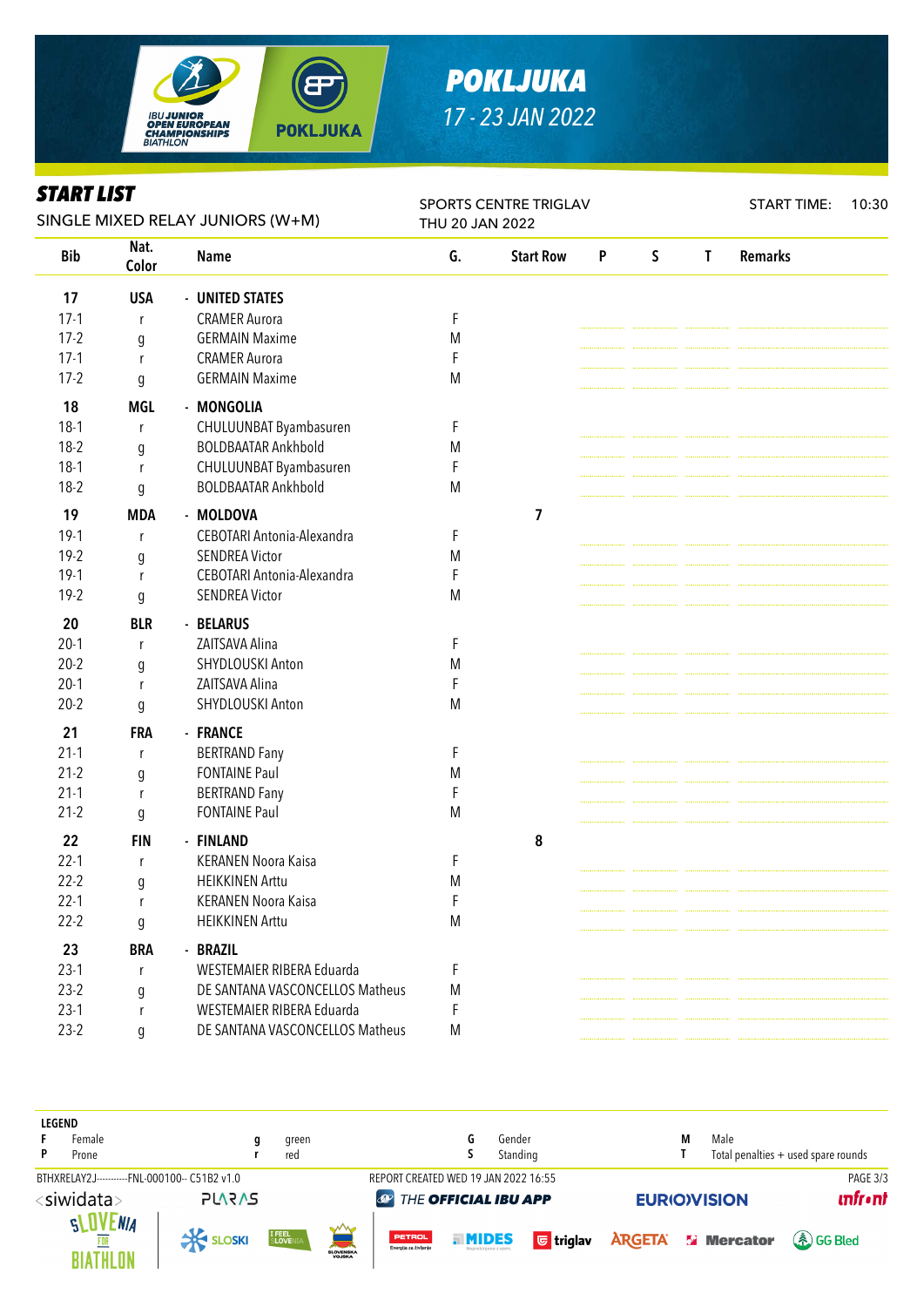# POKLJUKA

17 - 23 JAN 2022

## START LIST

SINGLE MIXED RELAY JUNIORS (W+M)

SPORTS CENTRE TRIGLAV
THU 20 JAN 2022

START TIME: 10:30

| Bib | Nat. Color | Name | G. | Start Row | P | S | T | Remarks |
|---|---|---|---|---|---|---|---|---|
| **17** | **USA** | **- UNITED STATES** | | | | | | |
| 17-1 | r | CRAMER Aurora | F | | | | | |
| 17-2 | g | GERMAIN Maxime | M | | | | | |
| 17-1 | r | CRAMER Aurora | F | | | | | |
| 17-2 | g | GERMAIN Maxime | M | | | | | |
| **18** | **MGL** | **- MONGOLIA** | | | | | | |
| 18-1 | r | CHULUUNBAT Byambasuren | F | | | | | |
| 18-2 | g | BOLDBAATAR Ankhbold | M | | | | | |
| 18-1 | r | CHULUUNBAT Byambasuren | F | | | | | |
| 18-2 | g | BOLDBAATAR Ankhbold | M | | | | | |
| **19** | **MDA** | **- MOLDOVA** | | **7** | | | | |
| 19-1 | r | CEBOTARI Antonia-Alexandra | F | | | | | |
| 19-2 | g | SENDREA Victor | M | | | | | |
| 19-1 | r | CEBOTARI Antonia-Alexandra | F | | | | | |
| 19-2 | g | SENDREA Victor | M | | | | | |
| **20** | **BLR** | **- BELARUS** | | | | | | |
| 20-1 | r | ZAITSAVA Alina | F | | | | | |
| 20-2 | g | SHYDLOUSKI Anton | M | | | | | |
| 20-1 | r | ZAITSAVA Alina | F | | | | | |
| 20-2 | g | SHYDLOUSKI Anton | M | | | | | |
| **21** | **FRA** | **- FRANCE** | | | | | | |
| 21-1 | r | BERTRAND Fany | F | | | | | |
| 21-2 | g | FONTAINE Paul | M | | | | | |
| 21-1 | r | BERTRAND Fany | F | | | | | |
| 21-2 | g | FONTAINE Paul | M | | | | | |
| **22** | **FIN** | **- FINLAND** | | **8** | | | | |
| 22-1 | r | KERANEN Noora Kaisa | F | | | | | |
| 22-2 | g | HEIKKINEN Arttu | M | | | | | |
| 22-1 | r | KERANEN Noora Kaisa | F | | | | | |
| 22-2 | g | HEIKKINEN Arttu | M | | | | | |
| **23** | **BRA** | **- BRAZIL** | | | | | | |
| 23-1 | r | WESTEMAIER RIBERA Eduarda | F | | | | | |
| 23-2 | g | DE SANTANA VASCONCELLOS Matheus | M | | | | | |
| 23-1 | r | WESTEMAIER RIBERA Eduarda | F | | | | | |
| 23-2 | g | DE SANTANA VASCONCELLOS Matheus | M | | | | | |

**LEGEND**

| | | | | | | | |
|---|---|---|---|---|---|---|---|
| F | Female | g | green | G | Gender | M | Male |
| P | Prone | r | red | S | Standing | T | Total penalties + used spare rounds |

BTHXRELAY2J-----------FNL-000100-- C51B2 v1.0 REPORT CREATED WED 19 JAN 2022 16:55